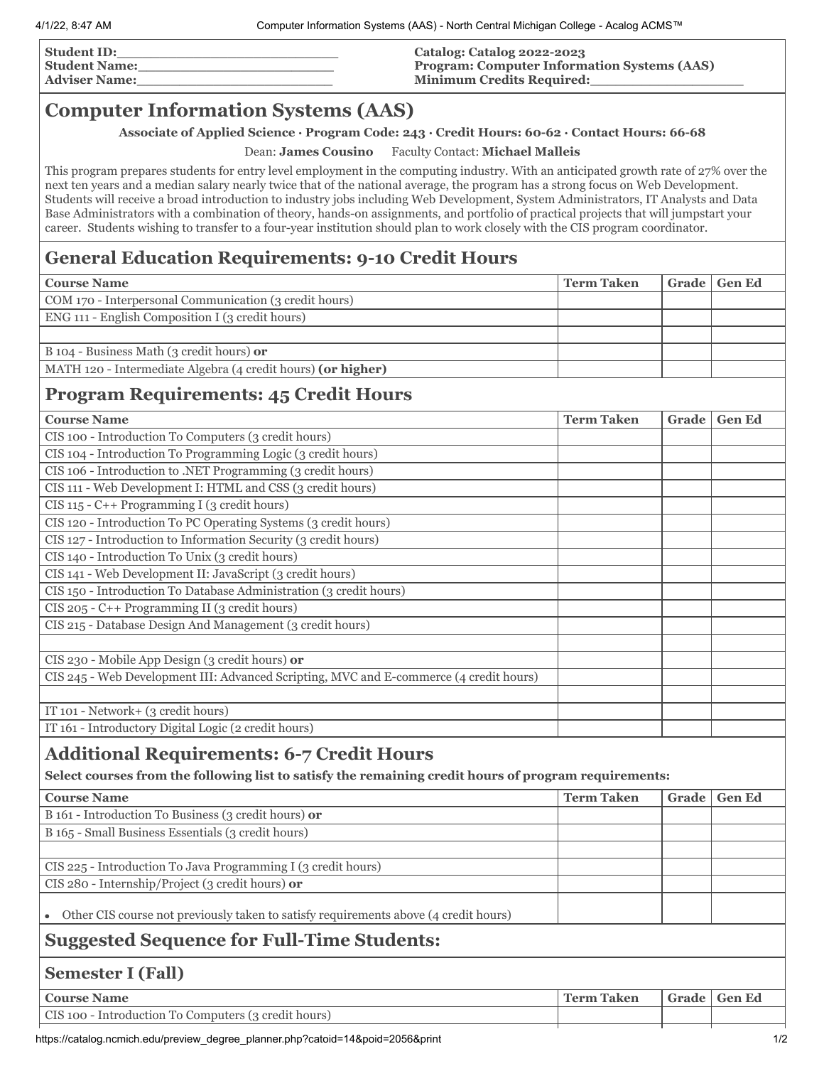**Student ID:**\_\_\_\_\_\_\_\_\_\_\_\_\_\_\_\_\_\_\_\_\_\_\_\_\_
**Student Name:**\_\_\_\_\_\_\_\_\_\_\_\_\_\_\_\_\_\_\_\_\_\_\_\_
**Adviser Name:**\_\_\_\_\_\_\_\_\_\_\_\_\_\_\_\_\_\_\_\_\_\_\_\_

**Catalog: Catalog 2022-2023**
**Program: Computer Information Systems (AAS)**
**Minimum Credits Required:**\_\_\_\_\_\_\_\_\_\_\_\_\_\_\_\_\_\_

# Computer Information Systems (AAS)

**Associate of Applied Science · Program Code: 243 · Credit Hours: 60-62 · Contact Hours: 66-68**

Dean: **James Cousino** Faculty Contact: **Michael Malleis**

This program prepares students for entry level employment in the computing industry. With an anticipated growth rate of 27% over the next ten years and a median salary nearly twice that of the national average, the program has a strong focus on Web Development. Students will receive a broad introduction to industry jobs including Web Development, System Administrators, IT Analysts and Data Base Administrators with a combination of theory, hands-on assignments, and portfolio of practical projects that will jumpstart your career. Students wishing to transfer to a four-year institution should plan to work closely with the CIS program coordinator.

## General Education Requirements: 9-10 Credit Hours

| Course Name | Term Taken | Grade | Gen Ed |
|---|---|---|---|
| COM 170 - Interpersonal Communication (3 credit hours) | | | |
| ENG 111 - English Composition I (3 credit hours) | | | |
| | | | |
| B 104 - Business Math (3 credit hours) **or** | | | |
| MATH 120 - Intermediate Algebra (4 credit hours) **(or higher)** | | | |

## Program Requirements: 45 Credit Hours

| Course Name | Term Taken | Grade | Gen Ed |
|---|---|---|---|
| CIS 100 - Introduction To Computers (3 credit hours) | | | |
| CIS 104 - Introduction To Programming Logic (3 credit hours) | | | |
| CIS 106 - Introduction to .NET Programming (3 credit hours) | | | |
| CIS 111 - Web Development I: HTML and CSS (3 credit hours) | | | |
| CIS 115 - C++ Programming I (3 credit hours) | | | |
| CIS 120 - Introduction To PC Operating Systems (3 credit hours) | | | |
| CIS 127 - Introduction to Information Security (3 credit hours) | | | |
| CIS 140 - Introduction To Unix (3 credit hours) | | | |
| CIS 141 - Web Development II: JavaScript (3 credit hours) | | | |
| CIS 150 - Introduction To Database Administration (3 credit hours) | | | |
| CIS 205 - C++ Programming II (3 credit hours) | | | |
| CIS 215 - Database Design And Management (3 credit hours) | | | |
| | | | |
| CIS 230 - Mobile App Design (3 credit hours) **or** | | | |
| CIS 245 - Web Development III: Advanced Scripting, MVC and E-commerce (4 credit hours) | | | |
| | | | |
| IT 101 - Network+ (3 credit hours) | | | |
| IT 161 - Introductory Digital Logic (2 credit hours) | | | |

## Additional Requirements: 6-7 Credit Hours

**Select courses from the following list to satisfy the remaining credit hours of program requirements:**

| Course Name | Term Taken | Grade | Gen Ed |
|---|---|---|---|
| B 161 - Introduction To Business (3 credit hours) **or** | | | |
| B 165 - Small Business Essentials (3 credit hours) | | | |
| | | | |
| CIS 225 - Introduction To Java Programming I (3 credit hours) | | | |
| CIS 280 - Internship/Project (3 credit hours) **or** | | | |
| • Other CIS course not previously taken to satisfy requirements above (4 credit hours) | | | |

## Suggested Sequence for Full-Time Students:

### Semester I (Fall)

| Course Name | Term Taken | Grade | Gen Ed |
|---|---|---|---|
| CIS 100 - Introduction To Computers (3 credit hours) | | | |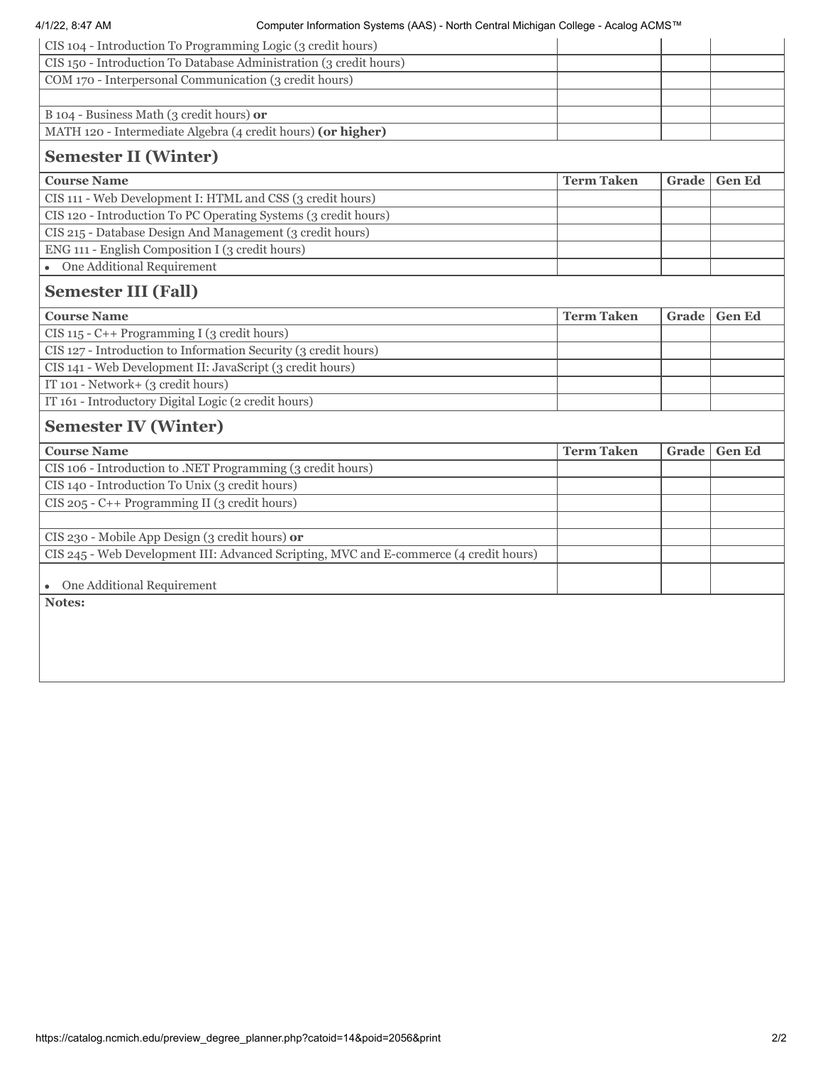| | | | |
|---|---|---|---|
| CIS 104 - Introduction To Programming Logic (3 credit hours) | | | |
| CIS 150 - Introduction To Database Administration (3 credit hours) | | | |
| COM 170 - Interpersonal Communication (3 credit hours) | | | |
| | | | |
| B 104 - Business Math (3 credit hours) **or** | | | |
| MATH 120 - Intermediate Algebra (4 credit hours) **(or higher)** | | | |

## Semester II (Winter)

| Course Name | Term Taken | Grade | Gen Ed |
|---|---|---|---|
| CIS 111 - Web Development I: HTML and CSS (3 credit hours) | | | |
| CIS 120 - Introduction To PC Operating Systems (3 credit hours) | | | |
| CIS 215 - Database Design And Management (3 credit hours) | | | |
| ENG 111 - English Composition I (3 credit hours) | | | |
| • One Additional Requirement | | | |

## Semester III (Fall)

| Course Name | Term Taken | Grade | Gen Ed |
|---|---|---|---|
| CIS 115 - C++ Programming I (3 credit hours) | | | |
| CIS 127 - Introduction to Information Security (3 credit hours) | | | |
| CIS 141 - Web Development II: JavaScript (3 credit hours) | | | |
| IT 101 - Network+ (3 credit hours) | | | |
| IT 161 - Introductory Digital Logic (2 credit hours) | | | |

## Semester IV (Winter)

| Course Name | Term Taken | Grade | Gen Ed |
|---|---|---|---|
| CIS 106 - Introduction to .NET Programming (3 credit hours) | | | |
| CIS 140 - Introduction To Unix (3 credit hours) | | | |
| CIS 205 - C++ Programming II (3 credit hours) | | | |
| | | | |
| CIS 230 - Mobile App Design (3 credit hours) **or** | | | |
| CIS 245 - Web Development III: Advanced Scripting, MVC and E-commerce (4 credit hours) | | | |
| • One Additional Requirement | | | |

**Notes:**